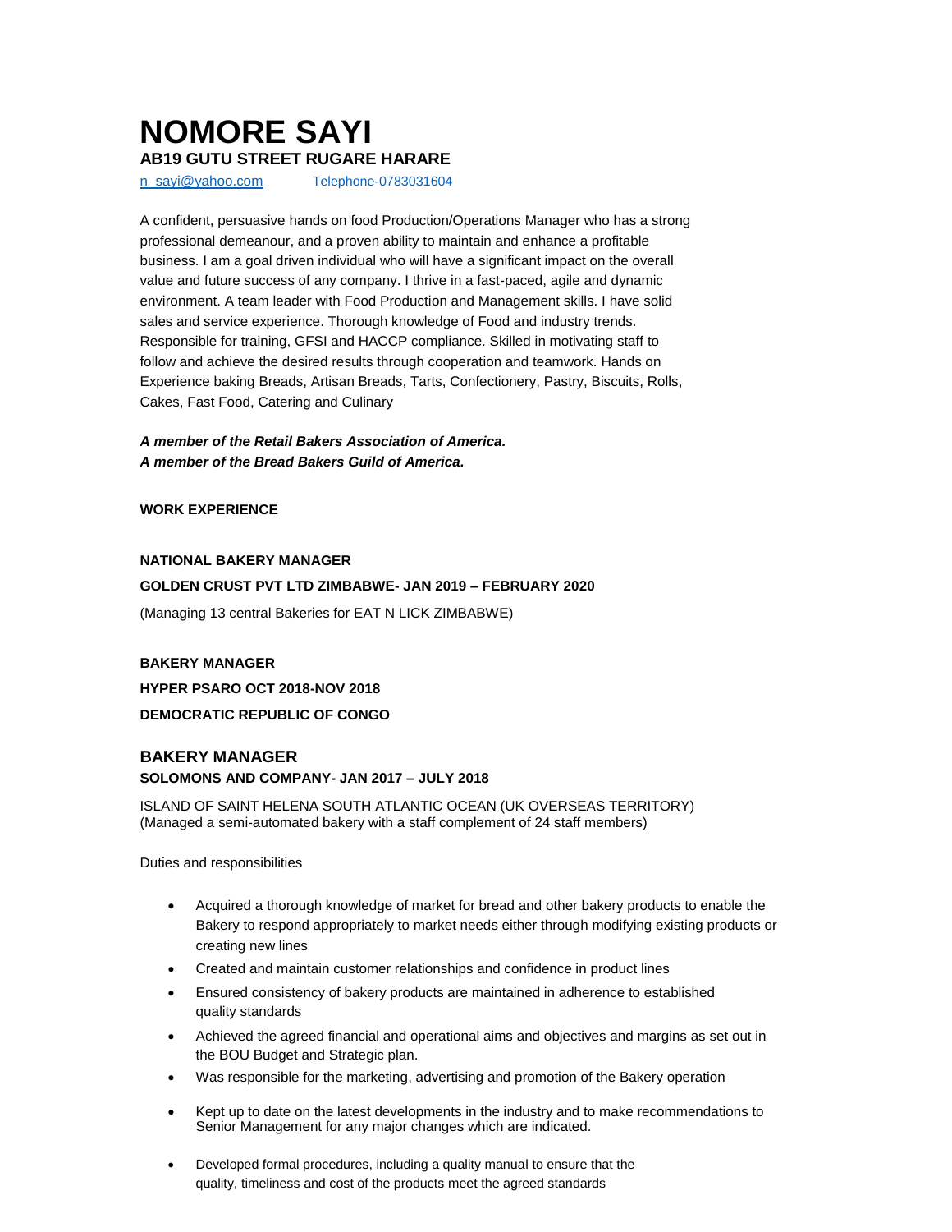# NOMORE SAYI

**AB19 GUTU STREET RUGARE HARARE**

n_sayi@yahoo.com Telephone-0783031604

A confident, persuasive hands on food Production/Operations Manager who has a strong professional demeanour, and a proven ability to maintain and enhance a profitable business. I am a goal driven individual who will have a significant impact on the overall value and future success of any company. I thrive in a fast-paced, agile and dynamic environment. A team leader with Food Production and Management skills. I have solid sales and service experience. Thorough knowledge of Food and industry trends. Responsible for training, GFSI and HACCP compliance. Skilled in motivating staff to follow and achieve the desired results through cooperation and teamwork. Hands on Experience baking Breads, Artisan Breads, Tarts, Confectionery, Pastry, Biscuits, Rolls, Cakes, Fast Food, Catering and Culinary

***A member of the Retail Bakers Association of America.***
***A member of the Bread Bakers Guild of America.***

**WORK EXPERIENCE**

**NATIONAL BAKERY MANAGER**

**GOLDEN CRUST PVT LTD ZIMBABWE- JAN 2019 – FEBRUARY 2020**

(Managing 13 central Bakeries for EAT N LICK ZIMBABWE)

**BAKERY MANAGER**

**HYPER PSARO OCT 2018-NOV 2018**

**DEMOCRATIC REPUBLIC OF CONGO**

**BAKERY MANAGER**

**SOLOMONS AND COMPANY- JAN 2017 – JULY 2018**

ISLAND OF SAINT HELENA SOUTH ATLANTIC OCEAN (UK OVERSEAS TERRITORY)
(Managed a semi-automated bakery with a staff complement of 24 staff members)

Duties and responsibilities

- Acquired a thorough knowledge of market for bread and other bakery products to enable the Bakery to respond appropriately to market needs either through modifying existing products or creating new lines
- Created and maintain customer relationships and confidence in product lines
- Ensured consistency of bakery products are maintained in adherence to established quality standards
- Achieved the agreed financial and operational aims and objectives and margins as set out in the BOU Budget and Strategic plan.
- Was responsible for the marketing, advertising and promotion of the Bakery operation
- Kept up to date on the latest developments in the industry and to make recommendations to Senior Management for any major changes which are indicated.
- Developed formal procedures, including a quality manual to ensure that the quality, timeliness and cost of the products meet the agreed standards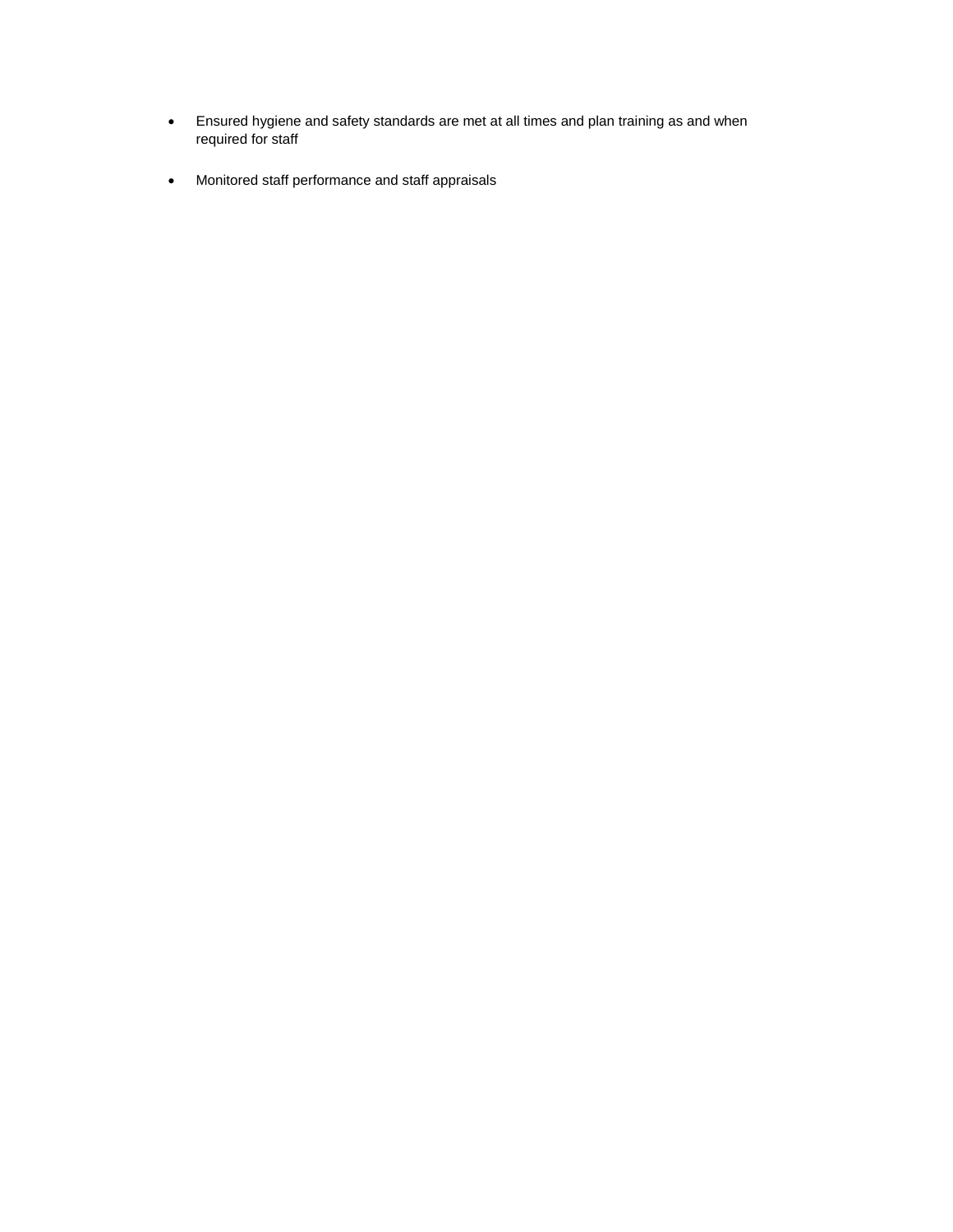- Ensured hygiene and safety standards are met at all times and plan training as and when required for staff
- Monitored staff performance and staff appraisals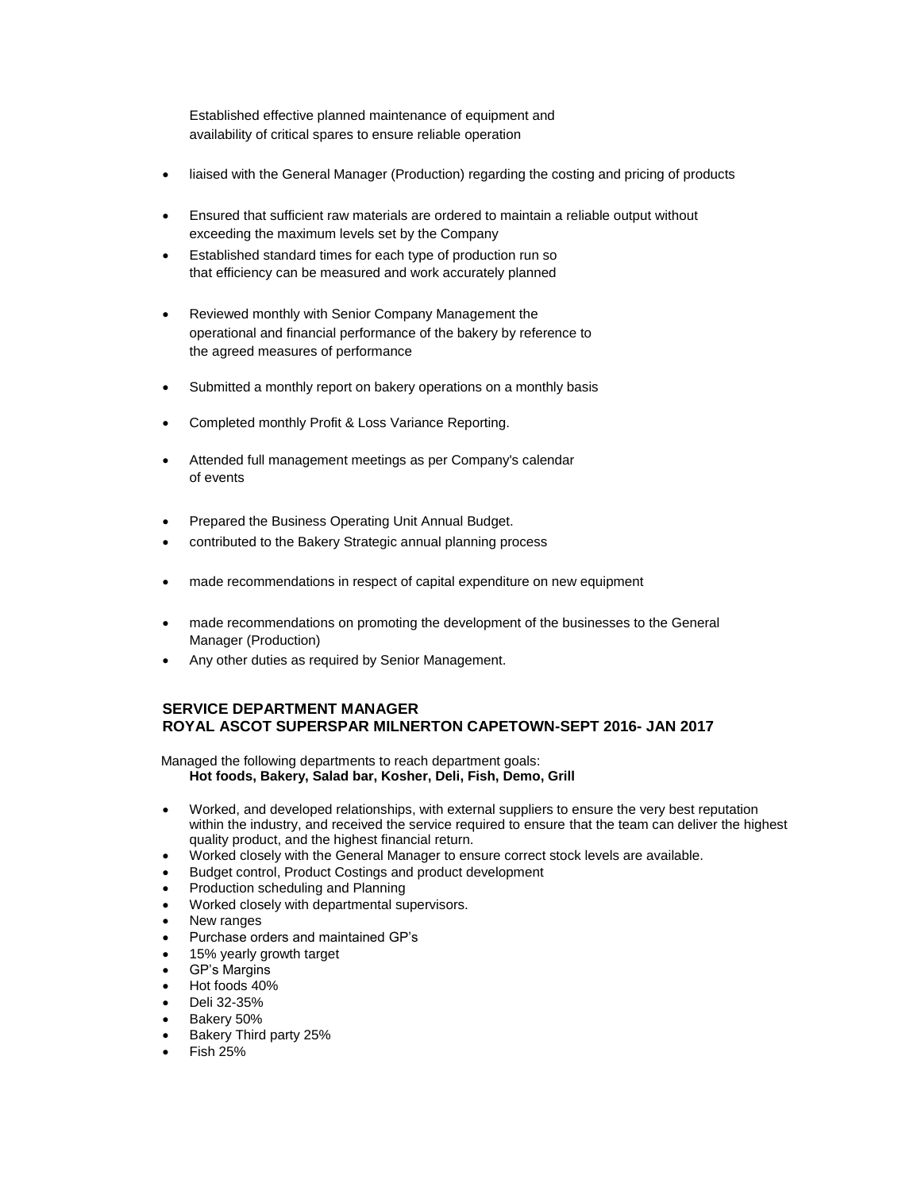Established effective planned maintenance of equipment and availability of critical spares to ensure reliable operation

- liaised with the General Manager (Production) regarding the costing and pricing of products
- Ensured that sufficient raw materials are ordered to maintain a reliable output without exceeding the maximum levels set by the Company
- Established standard times for each type of production run so that efficiency can be measured and work accurately planned
- Reviewed monthly with Senior Company Management the operational and financial performance of the bakery by reference to the agreed measures of performance
- Submitted a monthly report on bakery operations on a monthly basis
- Completed monthly Profit & Loss Variance Reporting.
- Attended full management meetings as per Company's calendar of events
- Prepared the Business Operating Unit Annual Budget.
- contributed to the Bakery Strategic annual planning process
- made recommendations in respect of capital expenditure on new equipment
- made recommendations on promoting the development of the businesses to the General Manager (Production)
- Any other duties as required by Senior Management.

### SERVICE DEPARTMENT MANAGER
### ROYAL ASCOT SUPERSPAR MILNERTON CAPETOWN-SEPT 2016- JAN 2017

Managed the following departments to reach department goals:
**Hot foods, Bakery, Salad bar, Kosher, Deli, Fish, Demo, Grill**

- Worked, and developed relationships, with external suppliers to ensure the very best reputation within the industry, and received the service required to ensure that the team can deliver the highest quality product, and the highest financial return.
- Worked closely with the General Manager to ensure correct stock levels are available.
- Budget control, Product Costings and product development
- Production scheduling and Planning
- Worked closely with departmental supervisors.
- New ranges
- Purchase orders and maintained GP's
- 15% yearly growth target
- GP's Margins
- Hot foods 40%
- Deli 32-35%
- Bakery 50%
- Bakery Third party 25%
- Fish 25%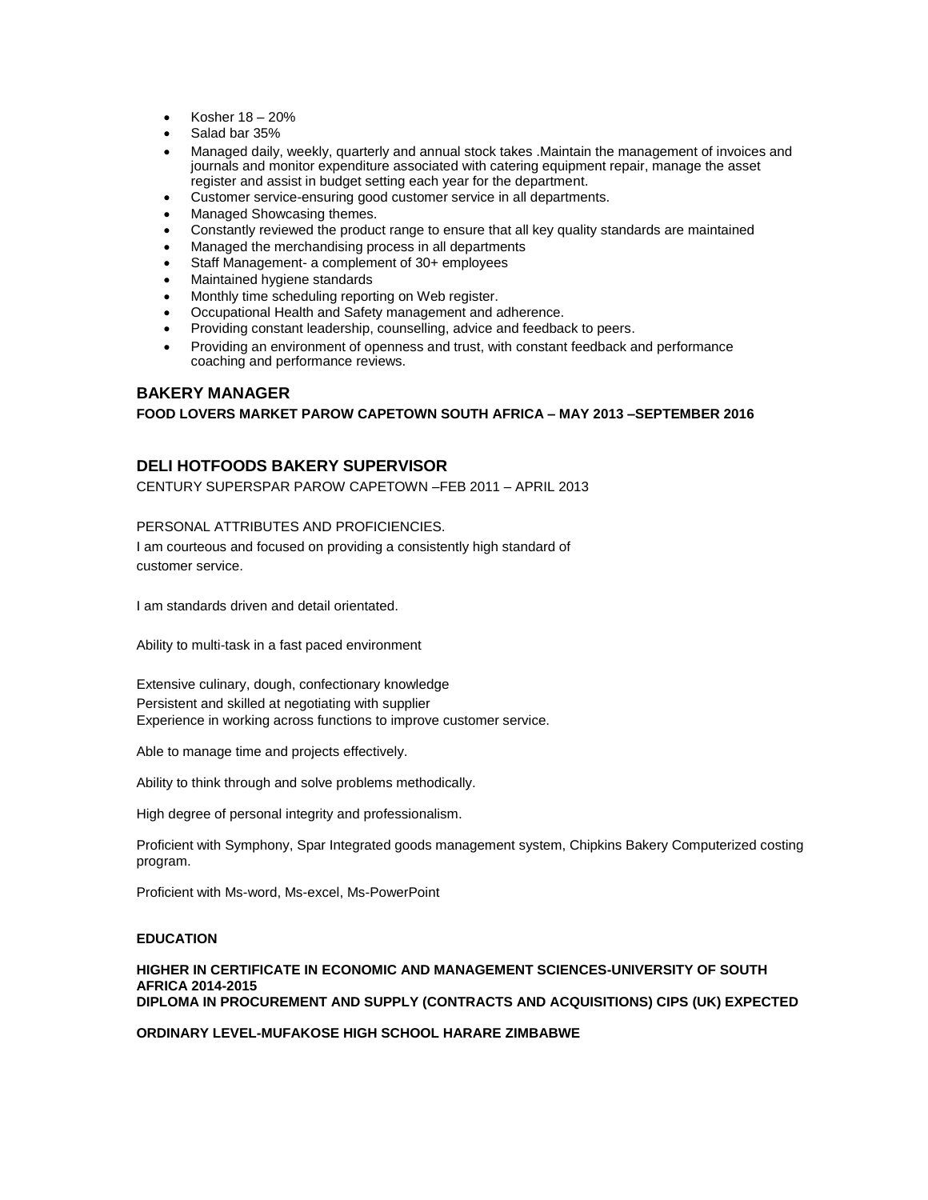- Kosher 18 – 20%
- Salad bar 35%
- Managed daily, weekly, quarterly and annual stock takes .Maintain the management of invoices and journals and monitor expenditure associated with catering equipment repair, manage the asset register and assist in budget setting each year for the department.
- Customer service-ensuring good customer service in all departments.
- Managed Showcasing themes.
- Constantly reviewed the product range to ensure that all key quality standards are maintained
- Managed the merchandising process in all departments
- Staff Management- a complement of 30+ employees
- Maintained hygiene standards
- Monthly time scheduling reporting on Web register.
- Occupational Health and Safety management and adherence.
- Providing constant leadership, counselling, advice and feedback to peers.
- Providing an environment of openness and trust, with constant feedback and performance coaching and performance reviews.

### BAKERY MANAGER

**FOOD LOVERS MARKET PAROW CAPETOWN SOUTH AFRICA – MAY 2013 –SEPTEMBER 2016**

### DELI HOTFOODS BAKERY SUPERVISOR

CENTURY SUPERSPAR PAROW CAPETOWN –FEB 2011 – APRIL 2013

PERSONAL ATTRIBUTES AND PROFICIENCIES.

I am courteous and focused on providing a consistently high standard of customer service.

I am standards driven and detail orientated.

Ability to multi-task in a fast paced environment

Extensive culinary, dough, confectionary knowledge
Persistent and skilled at negotiating with supplier
Experience in working across functions to improve customer service.

Able to manage time and projects effectively.

Ability to think through and solve problems methodically.

High degree of personal integrity and professionalism.

Proficient with Symphony, Spar Integrated goods management system, Chipkins Bakery Computerized costing program.

Proficient with Ms-word, Ms-excel, Ms-PowerPoint

**EDUCATION**

**HIGHER IN CERTIFICATE IN ECONOMIC AND MANAGEMENT SCIENCES-UNIVERSITY OF SOUTH AFRICA 2014-2015**
**DIPLOMA IN PROCUREMENT AND SUPPLY (CONTRACTS AND ACQUISITIONS) CIPS (UK) EXPECTED**

**ORDINARY LEVEL-MUFAKOSE HIGH SCHOOL HARARE ZIMBABWE**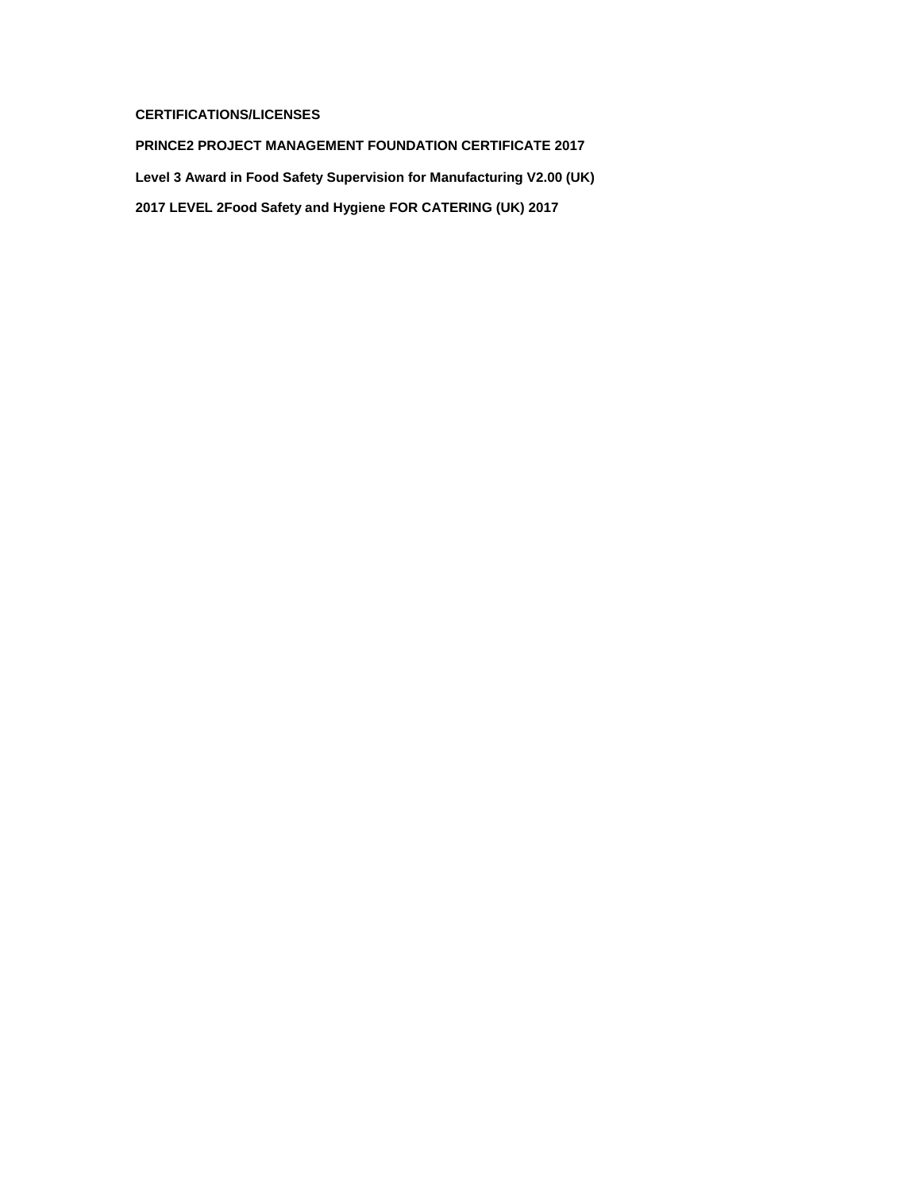**CERTIFICATIONS/LICENSES**

**PRINCE2 PROJECT MANAGEMENT FOUNDATION CERTIFICATE 2017**

**Level 3 Award in Food Safety Supervision for Manufacturing V2.00 (UK)**

**2017 LEVEL 2Food Safety and Hygiene FOR CATERING (UK) 2017**